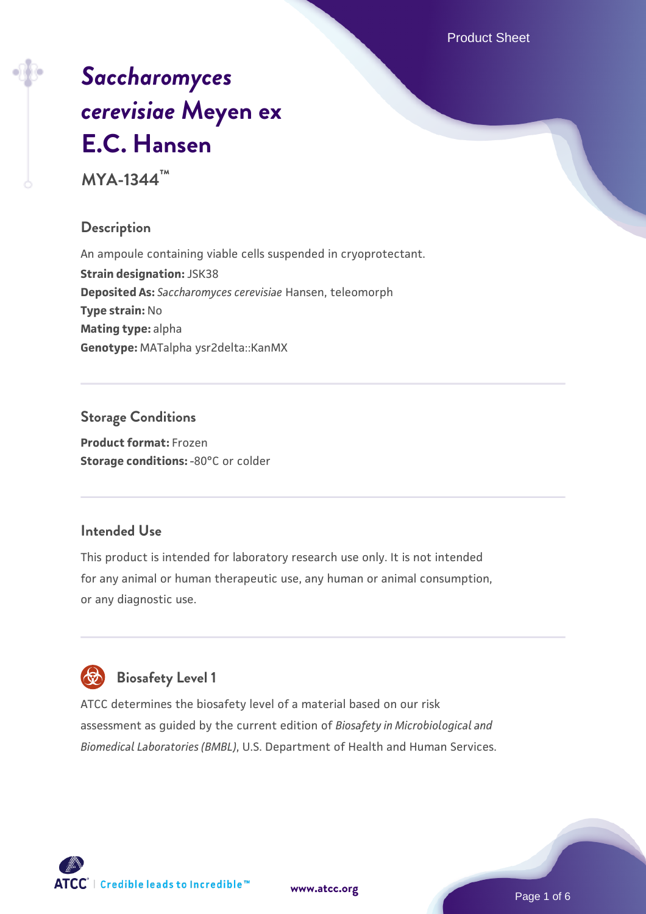# *Saccharomyces cerevisiae* Meyen ex E.C. Hansen

**MYA-1344™**

## Description

An ampoule containing viable cells suspended in cryoprotectant.

**Strain designation:** JSK38

**Deposited As:** *Saccharomyces cerevisiae* Hansen, teleomorph

**Type strain:** No

**Mating type:** alpha

**Genotype:** MATalpha ysr2delta::KanMX

## Storage Conditions

**Product format:** Frozen

**Storage conditions:** -80°C or colder

## Intended Use

This product is intended for laboratory research use only. It is not intended for any animal or human therapeutic use, any human or animal consumption, or any diagnostic use.

## Biosafety Level 1

ATCC determines the biosafety level of a material based on our risk assessment as guided by the current edition of *Biosafety in Microbiological and Biomedical Laboratories (BMBL)*, U.S. Department of Health and Human Services.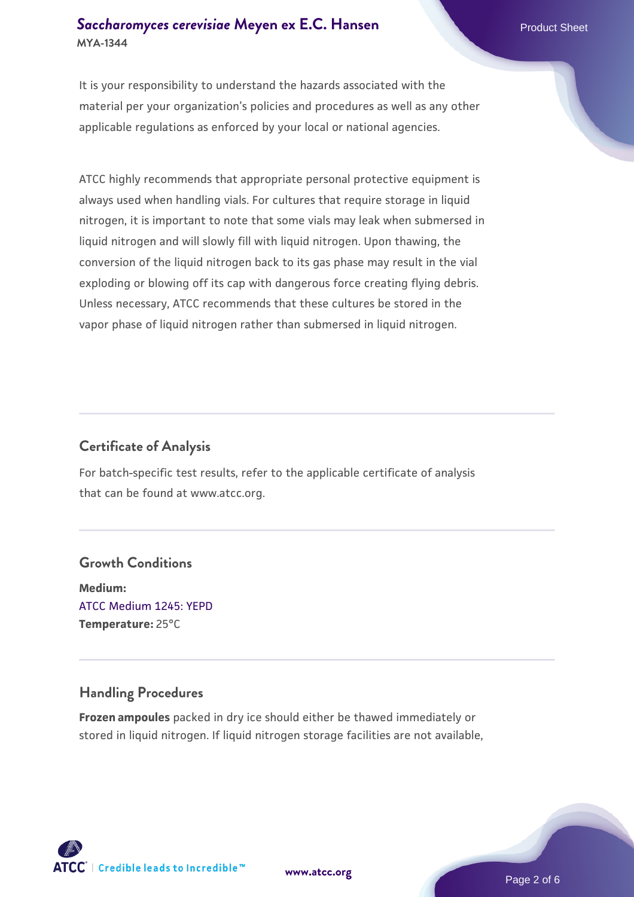It is your responsibility to understand the hazards associated with the material per your organization's policies and procedures as well as any other applicable regulations as enforced by your local or national agencies.

ATCC highly recommends that appropriate personal protective equipment is always used when handling vials. For cultures that require storage in liquid nitrogen, it is important to note that some vials may leak when submersed in liquid nitrogen and will slowly fill with liquid nitrogen. Upon thawing, the conversion of the liquid nitrogen back to its gas phase may result in the vial exploding or blowing off its cap with dangerous force creating flying debris. Unless necessary, ATCC recommends that these cultures be stored in the vapor phase of liquid nitrogen rather than submersed in liquid nitrogen.

## Certificate of Analysis

For batch-specific test results, refer to the applicable certificate of analysis that can be found at www.atcc.org.

## Growth Conditions

**Medium:**
ATCC Medium 1245: YEPD
**Temperature:** 25°C

## Handling Procedures

**Frozen ampoules** packed in dry ice should either be thawed immediately or stored in liquid nitrogen. If liquid nitrogen storage facilities are not available,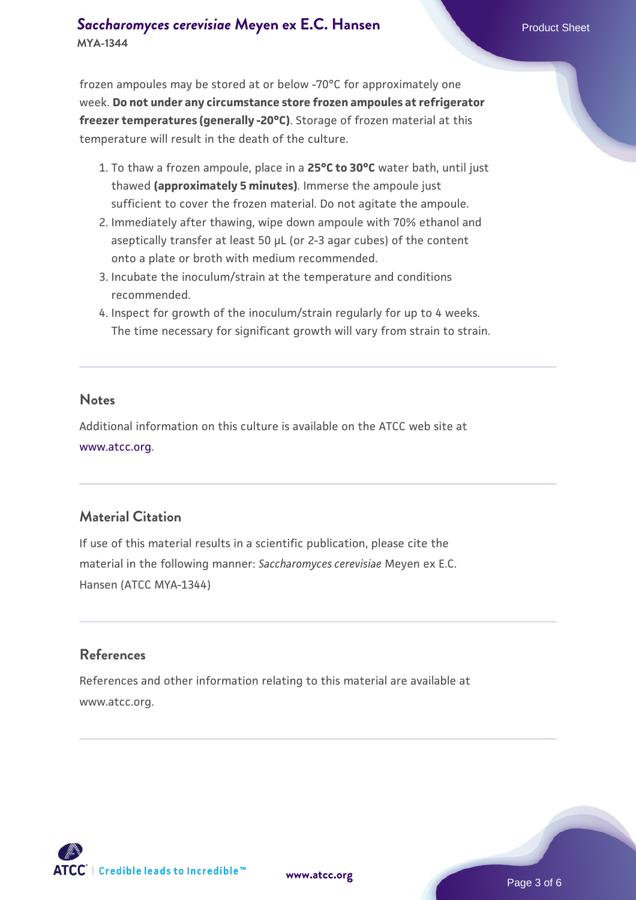frozen ampoules may be stored at or below -70°C for approximately one week. **Do not under any circumstance store frozen ampoules at refrigerator freezer temperatures (generally -20°C)**. Storage of frozen material at this temperature will result in the death of the culture.

1. To thaw a frozen ampoule, place in a **25°C to 30°C** water bath, until just thawed **(approximately 5 minutes)**. Immerse the ampoule just sufficient to cover the frozen material. Do not agitate the ampoule.
2. Immediately after thawing, wipe down ampoule with 70% ethanol and aseptically transfer at least 50 µL (or 2-3 agar cubes) of the content onto a plate or broth with medium recommended.
3. Incubate the inoculum/strain at the temperature and conditions recommended.
4. Inspect for growth of the inoculum/strain regularly for up to 4 weeks. The time necessary for significant growth will vary from strain to strain.

## Notes

Additional information on this culture is available on the ATCC web site at www.atcc.org.

## Material Citation

If use of this material results in a scientific publication, please cite the material in the following manner: *Saccharomyces cerevisiae* Meyen ex E.C. Hansen (ATCC MYA-1344)

## References

References and other information relating to this material are available at www.atcc.org.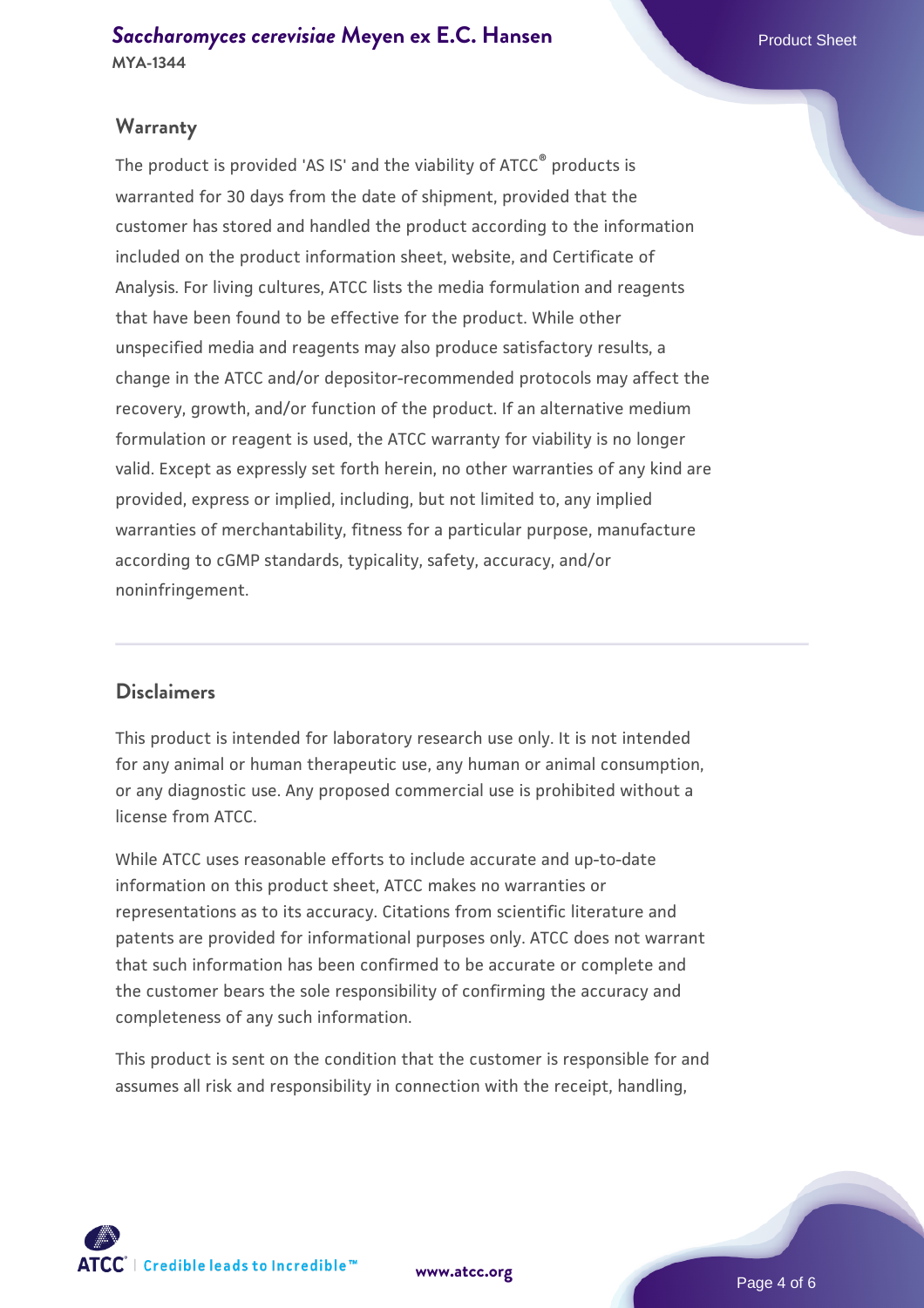## Warranty

The product is provided 'AS IS' and the viability of ATCC® products is warranted for 30 days from the date of shipment, provided that the customer has stored and handled the product according to the information included on the product information sheet, website, and Certificate of Analysis. For living cultures, ATCC lists the media formulation and reagents that have been found to be effective for the product. While other unspecified media and reagents may also produce satisfactory results, a change in the ATCC and/or depositor-recommended protocols may affect the recovery, growth, and/or function of the product. If an alternative medium formulation or reagent is used, the ATCC warranty for viability is no longer valid. Except as expressly set forth herein, no other warranties of any kind are provided, express or implied, including, but not limited to, any implied warranties of merchantability, fitness for a particular purpose, manufacture according to cGMP standards, typicality, safety, accuracy, and/or noninfringement.

## Disclaimers

This product is intended for laboratory research use only. It is not intended for any animal or human therapeutic use, any human or animal consumption, or any diagnostic use. Any proposed commercial use is prohibited without a license from ATCC.

While ATCC uses reasonable efforts to include accurate and up-to-date information on this product sheet, ATCC makes no warranties or representations as to its accuracy. Citations from scientific literature and patents are provided for informational purposes only. ATCC does not warrant that such information has been confirmed to be accurate or complete and the customer bears the sole responsibility of confirming the accuracy and completeness of any such information.

This product is sent on the condition that the customer is responsible for and assumes all risk and responsibility in connection with the receipt, handling,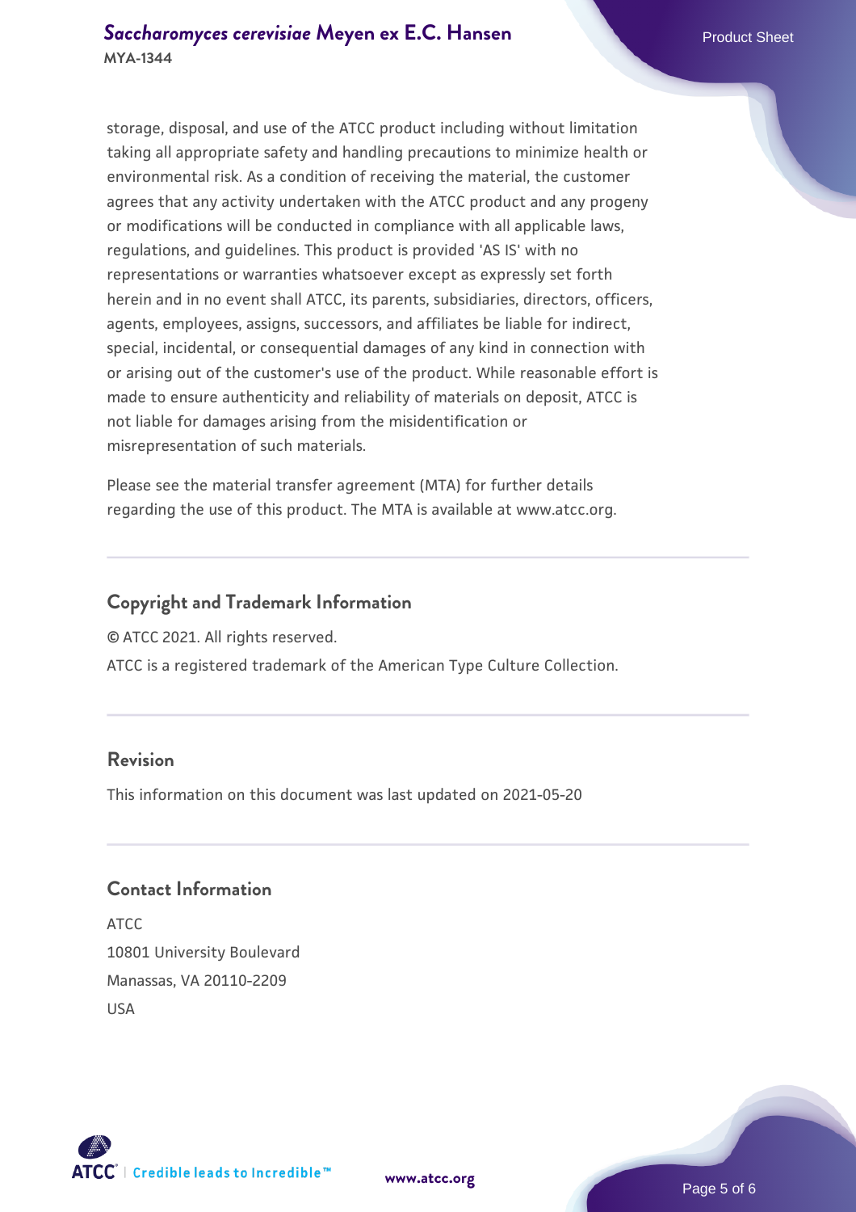storage, disposal, and use of the ATCC product including without limitation taking all appropriate safety and handling precautions to minimize health or environmental risk. As a condition of receiving the material, the customer agrees that any activity undertaken with the ATCC product and any progeny or modifications will be conducted in compliance with all applicable laws, regulations, and guidelines. This product is provided 'AS IS' with no representations or warranties whatsoever except as expressly set forth herein and in no event shall ATCC, its parents, subsidiaries, directors, officers, agents, employees, assigns, successors, and affiliates be liable for indirect, special, incidental, or consequential damages of any kind in connection with or arising out of the customer's use of the product. While reasonable effort is made to ensure authenticity and reliability of materials on deposit, ATCC is not liable for damages arising from the misidentification or misrepresentation of such materials.

Please see the material transfer agreement (MTA) for further details regarding the use of this product. The MTA is available at www.atcc.org.

## Copyright and Trademark Information

© ATCC 2021. All rights reserved.

ATCC is a registered trademark of the American Type Culture Collection.

## Revision

This information on this document was last updated on 2021-05-20

## Contact Information

ATCC
10801 University Boulevard
Manassas, VA 20110-2209
USA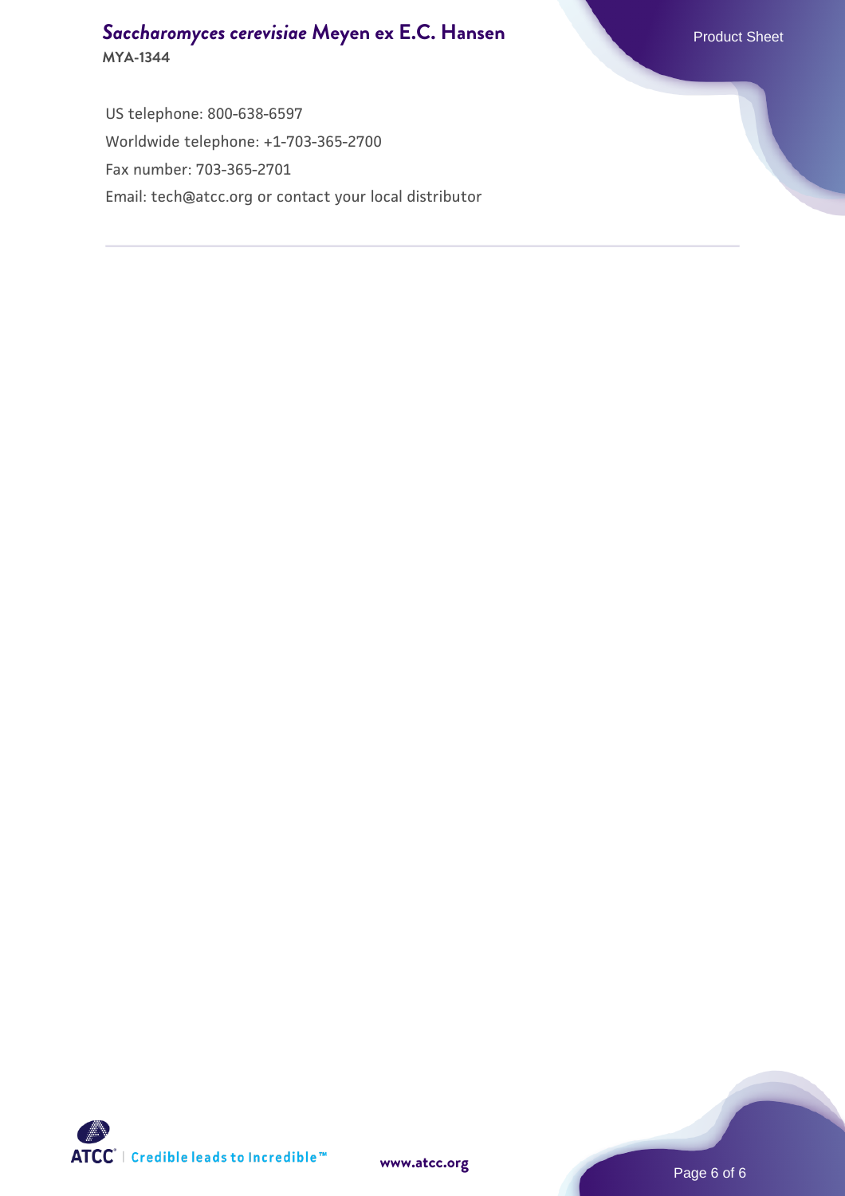US telephone: 800-638-6597

Worldwide telephone: +1-703-365-2700

Fax number: 703-365-2701

Email: tech@atcc.org or contact your local distributor